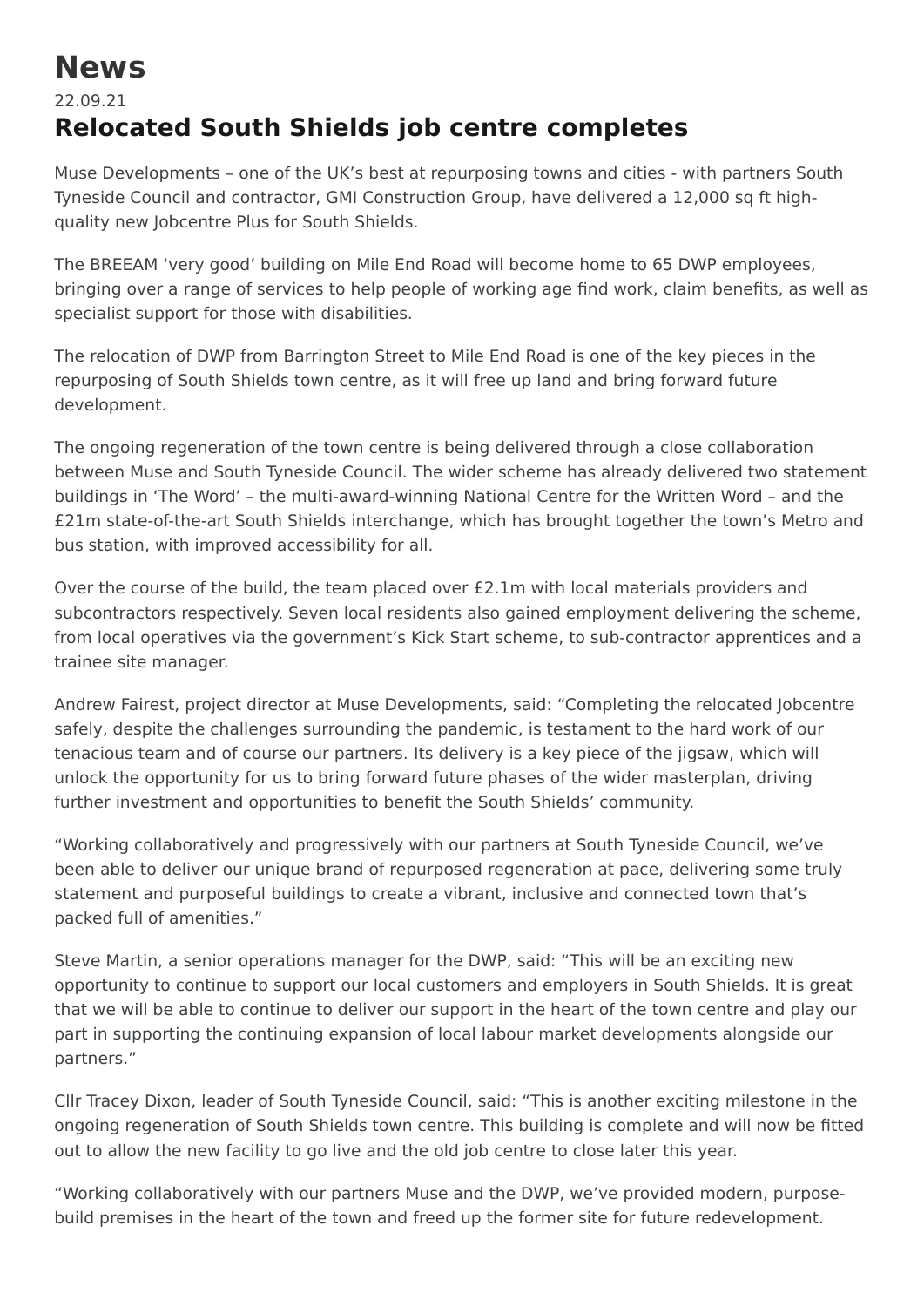# News

22.09.21

## Relocated South Shields job centre completes

Muse Developments – one of the UK's best at repurposing towns and cities - with partners South Tyneside Council and contractor, GMI Construction Group, have delivered a 12,000 sq ft high-quality new Jobcentre Plus for South Shields.

The BREEAM 'very good' building on Mile End Road will become home to 65 DWP employees, bringing over a range of services to help people of working age find work, claim benefits, as well as specialist support for those with disabilities.

The relocation of DWP from Barrington Street to Mile End Road is one of the key pieces in the repurposing of South Shields town centre, as it will free up land and bring forward future development.

The ongoing regeneration of the town centre is being delivered through a close collaboration between Muse and South Tyneside Council. The wider scheme has already delivered two statement buildings in 'The Word' – the multi-award-winning National Centre for the Written Word – and the £21m state-of-the-art South Shields interchange, which has brought together the town's Metro and bus station, with improved accessibility for all.

Over the course of the build, the team placed over £2.1m with local materials providers and subcontractors respectively. Seven local residents also gained employment delivering the scheme, from local operatives via the government's Kick Start scheme, to sub-contractor apprentices and a trainee site manager.

Andrew Fairest, project director at Muse Developments, said: "Completing the relocated Jobcentre safely, despite the challenges surrounding the pandemic, is testament to the hard work of our tenacious team and of course our partners. Its delivery is a key piece of the jigsaw, which will unlock the opportunity for us to bring forward future phases of the wider masterplan, driving further investment and opportunities to benefit the South Shields' community.

"Working collaboratively and progressively with our partners at South Tyneside Council, we've been able to deliver our unique brand of repurposed regeneration at pace, delivering some truly statement and purposeful buildings to create a vibrant, inclusive and connected town that's packed full of amenities."

Steve Martin, a senior operations manager for the DWP, said: "This will be an exciting new opportunity to continue to support our local customers and employers in South Shields. It is great that we will be able to continue to deliver our support in the heart of the town centre and play our part in supporting the continuing expansion of local labour market developments alongside our partners."

Cllr Tracey Dixon, leader of South Tyneside Council, said: "This is another exciting milestone in the ongoing regeneration of South Shields town centre. This building is complete and will now be fitted out to allow the new facility to go live and the old job centre to close later this year.

"Working collaboratively with our partners Muse and the DWP, we've provided modern, purpose-build premises in the heart of the town and freed up the former site for future redevelopment.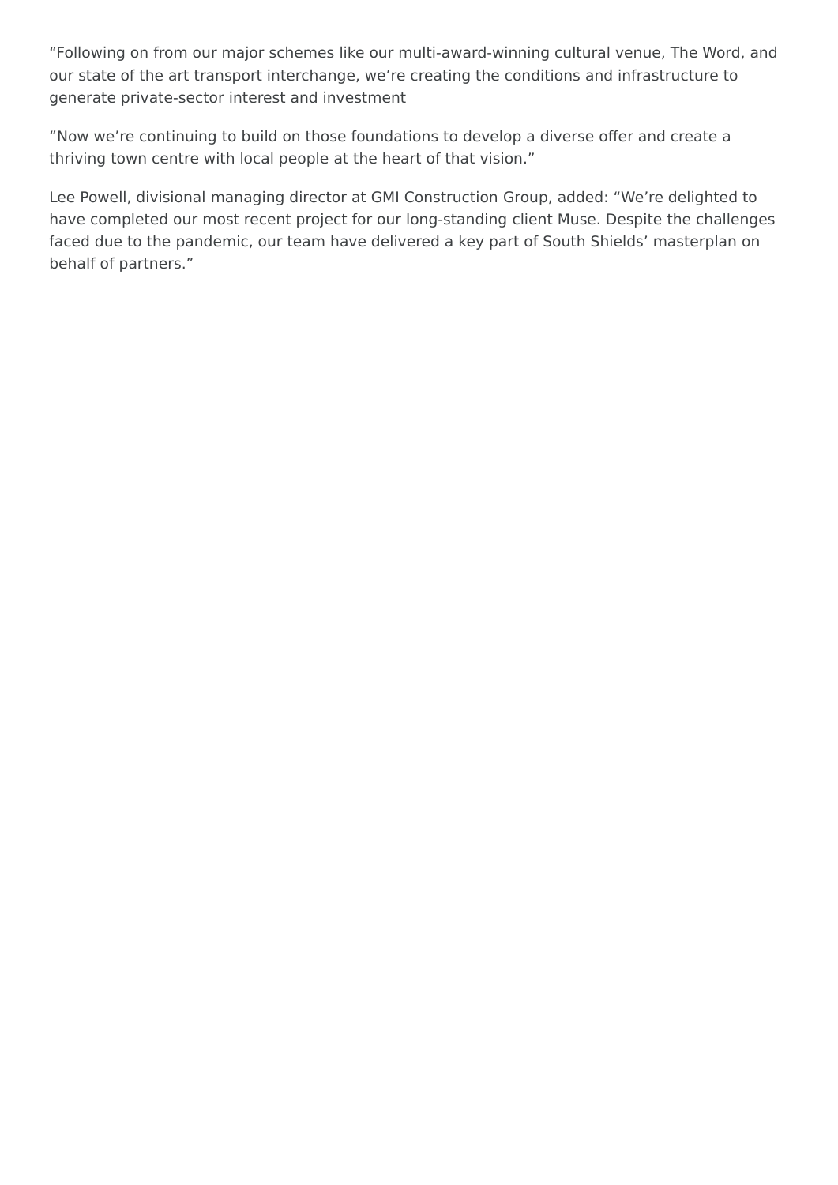"Following on from our major schemes like our multi-award-winning cultural venue, The Word, and our state of the art transport interchange, we're creating the conditions and infrastructure to generate private-sector interest and investment

"Now we're continuing to build on those foundations to develop a diverse offer and create a thriving town centre with local people at the heart of that vision."

Lee Powell, divisional managing director at GMI Construction Group, added: "We're delighted to have completed our most recent project for our long-standing client Muse. Despite the challenges faced due to the pandemic, our team have delivered a key part of South Shields' masterplan on behalf of partners."